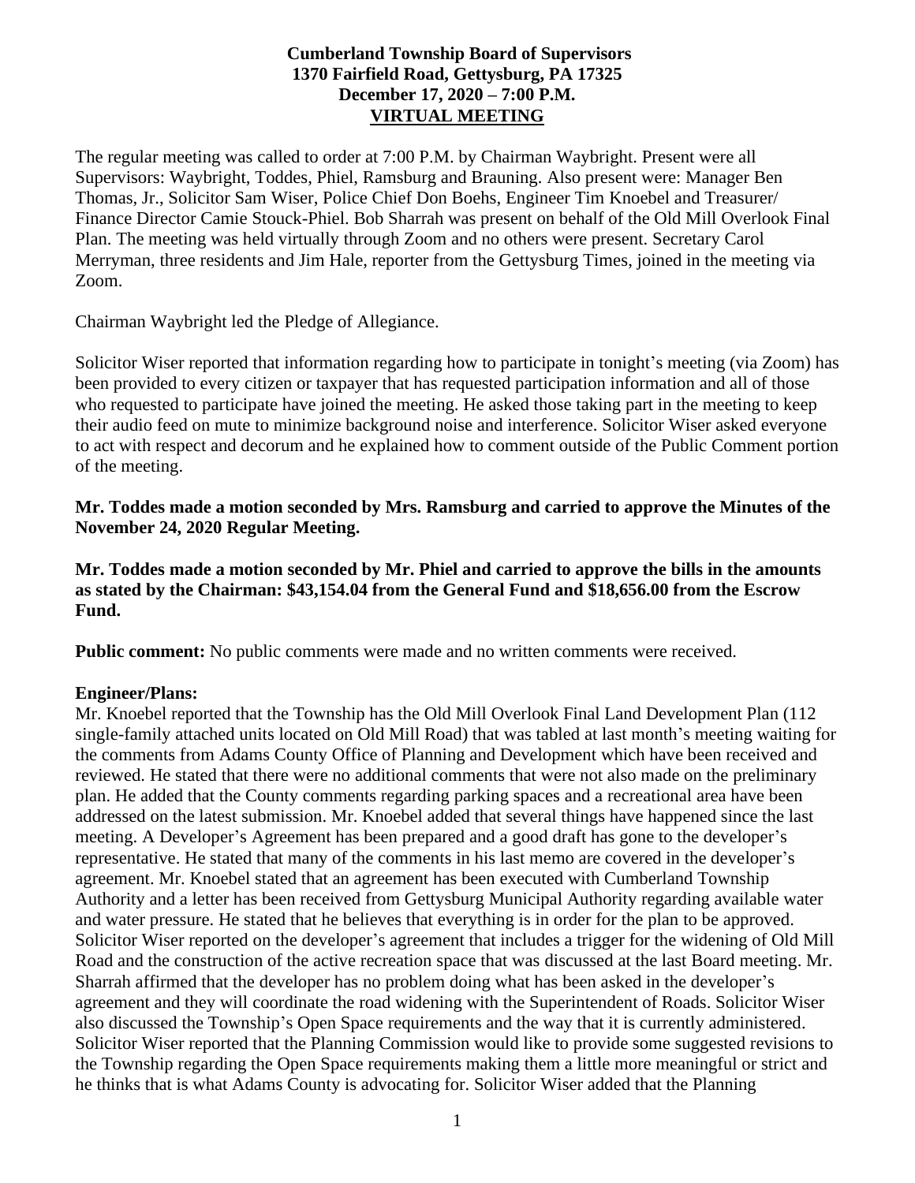**Cumberland Township Board of Supervisors**
**1370 Fairfield Road, Gettysburg, PA 17325**
**December 17, 2020 – 7:00 P.M.**
**VIRTUAL MEETING**

The regular meeting was called to order at 7:00 P.M. by Chairman Waybright. Present were all Supervisors: Waybright, Toddes, Phiel, Ramsburg and Brauning. Also present were: Manager Ben Thomas, Jr., Solicitor Sam Wiser, Police Chief Don Boehs, Engineer Tim Knoebel and Treasurer/ Finance Director Camie Stouck-Phiel. Bob Sharrah was present on behalf of the Old Mill Overlook Final Plan. The meeting was held virtually through Zoom and no others were present. Secretary Carol Merryman, three residents and Jim Hale, reporter from the Gettysburg Times, joined in the meeting via Zoom.

Chairman Waybright led the Pledge of Allegiance.

Solicitor Wiser reported that information regarding how to participate in tonight's meeting (via Zoom) has been provided to every citizen or taxpayer that has requested participation information and all of those who requested to participate have joined the meeting. He asked those taking part in the meeting to keep their audio feed on mute to minimize background noise and interference. Solicitor Wiser asked everyone to act with respect and decorum and he explained how to comment outside of the Public Comment portion of the meeting.

**Mr. Toddes made a motion seconded by Mrs. Ramsburg and carried to approve the Minutes of the November 24, 2020 Regular Meeting.**

**Mr. Toddes made a motion seconded by Mr. Phiel and carried to approve the bills in the amounts as stated by the Chairman: $43,154.04 from the General Fund and $18,656.00 from the Escrow Fund.**

**Public comment:** No public comments were made and no written comments were received.

**Engineer/Plans:**

Mr. Knoebel reported that the Township has the Old Mill Overlook Final Land Development Plan (112 single-family attached units located on Old Mill Road) that was tabled at last month's meeting waiting for the comments from Adams County Office of Planning and Development which have been received and reviewed. He stated that there were no additional comments that were not also made on the preliminary plan. He added that the County comments regarding parking spaces and a recreational area have been addressed on the latest submission. Mr. Knoebel added that several things have happened since the last meeting. A Developer's Agreement has been prepared and a good draft has gone to the developer's representative. He stated that many of the comments in his last memo are covered in the developer's agreement. Mr. Knoebel stated that an agreement has been executed with Cumberland Township Authority and a letter has been received from Gettysburg Municipal Authority regarding available water and water pressure. He stated that he believes that everything is in order for the plan to be approved. Solicitor Wiser reported on the developer's agreement that includes a trigger for the widening of Old Mill Road and the construction of the active recreation space that was discussed at the last Board meeting. Mr. Sharrah affirmed that the developer has no problem doing what has been asked in the developer's agreement and they will coordinate the road widening with the Superintendent of Roads. Solicitor Wiser also discussed the Township's Open Space requirements and the way that it is currently administered. Solicitor Wiser reported that the Planning Commission would like to provide some suggested revisions to the Township regarding the Open Space requirements making them a little more meaningful or strict and he thinks that is what Adams County is advocating for. Solicitor Wiser added that the Planning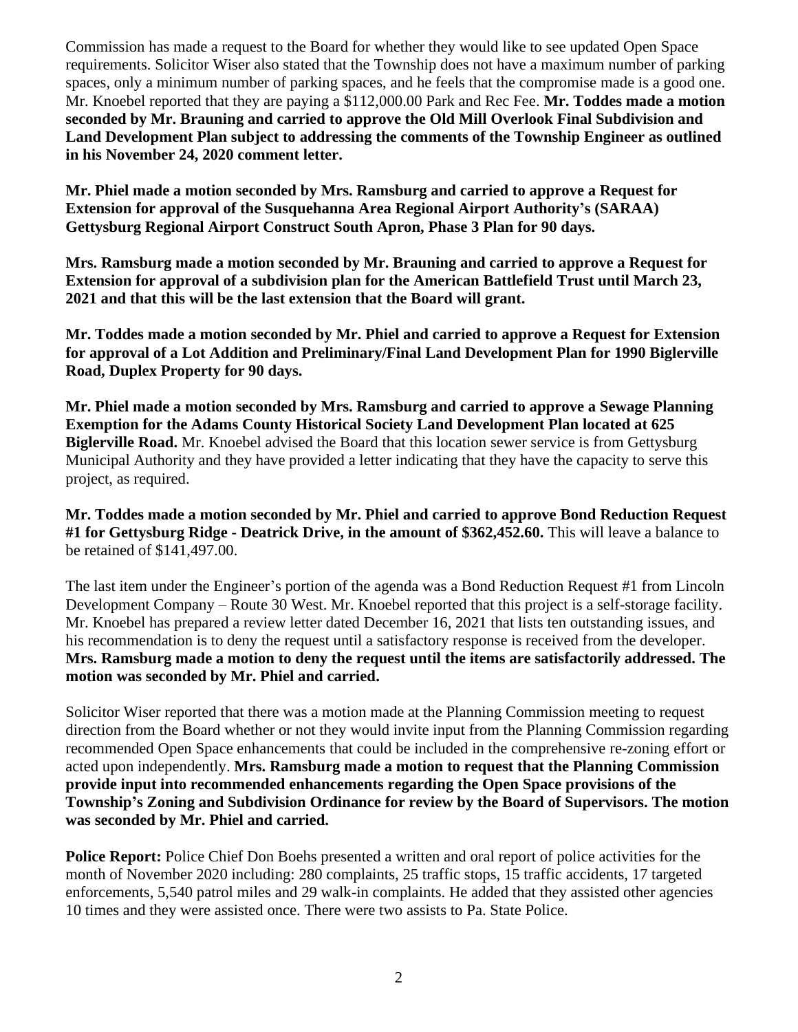Commission has made a request to the Board for whether they would like to see updated Open Space requirements. Solicitor Wiser also stated that the Township does not have a maximum number of parking spaces, only a minimum number of parking spaces, and he feels that the compromise made is a good one. Mr. Knoebel reported that they are paying a $112,000.00 Park and Rec Fee. **Mr. Toddes made a motion seconded by Mr. Brauning and carried to approve the Old Mill Overlook Final Subdivision and Land Development Plan subject to addressing the comments of the Township Engineer as outlined in his November 24, 2020 comment letter.**

**Mr. Phiel made a motion seconded by Mrs. Ramsburg and carried to approve a Request for Extension for approval of the Susquehanna Area Regional Airport Authority's (SARAA) Gettysburg Regional Airport Construct South Apron, Phase 3 Plan for 90 days.**

**Mrs. Ramsburg made a motion seconded by Mr. Brauning and carried to approve a Request for Extension for approval of a subdivision plan for the American Battlefield Trust until March 23, 2021 and that this will be the last extension that the Board will grant.**

**Mr. Toddes made a motion seconded by Mr. Phiel and carried to approve a Request for Extension for approval of a Lot Addition and Preliminary/Final Land Development Plan for 1990 Biglerville Road, Duplex Property for 90 days.**

**Mr. Phiel made a motion seconded by Mrs. Ramsburg and carried to approve a Sewage Planning Exemption for the Adams County Historical Society Land Development Plan located at 625 Biglerville Road.** Mr. Knoebel advised the Board that this location sewer service is from Gettysburg Municipal Authority and they have provided a letter indicating that they have the capacity to serve this project, as required.

**Mr. Toddes made a motion seconded by Mr. Phiel and carried to approve Bond Reduction Request #1 for Gettysburg Ridge - Deatrick Drive, in the amount of $362,452.60.** This will leave a balance to be retained of $141,497.00.

The last item under the Engineer's portion of the agenda was a Bond Reduction Request #1 from Lincoln Development Company – Route 30 West. Mr. Knoebel reported that this project is a self-storage facility. Mr. Knoebel has prepared a review letter dated December 16, 2021 that lists ten outstanding issues, and his recommendation is to deny the request until a satisfactory response is received from the developer. **Mrs. Ramsburg made a motion to deny the request until the items are satisfactorily addressed. The motion was seconded by Mr. Phiel and carried.**

Solicitor Wiser reported that there was a motion made at the Planning Commission meeting to request direction from the Board whether or not they would invite input from the Planning Commission regarding recommended Open Space enhancements that could be included in the comprehensive re-zoning effort or acted upon independently. **Mrs. Ramsburg made a motion to request that the Planning Commission provide input into recommended enhancements regarding the Open Space provisions of the Township's Zoning and Subdivision Ordinance for review by the Board of Supervisors. The motion was seconded by Mr. Phiel and carried.**

**Police Report:** Police Chief Don Boehs presented a written and oral report of police activities for the month of November 2020 including: 280 complaints, 25 traffic stops, 15 traffic accidents, 17 targeted enforcements, 5,540 patrol miles and 29 walk-in complaints. He added that they assisted other agencies 10 times and they were assisted once. There were two assists to Pa. State Police.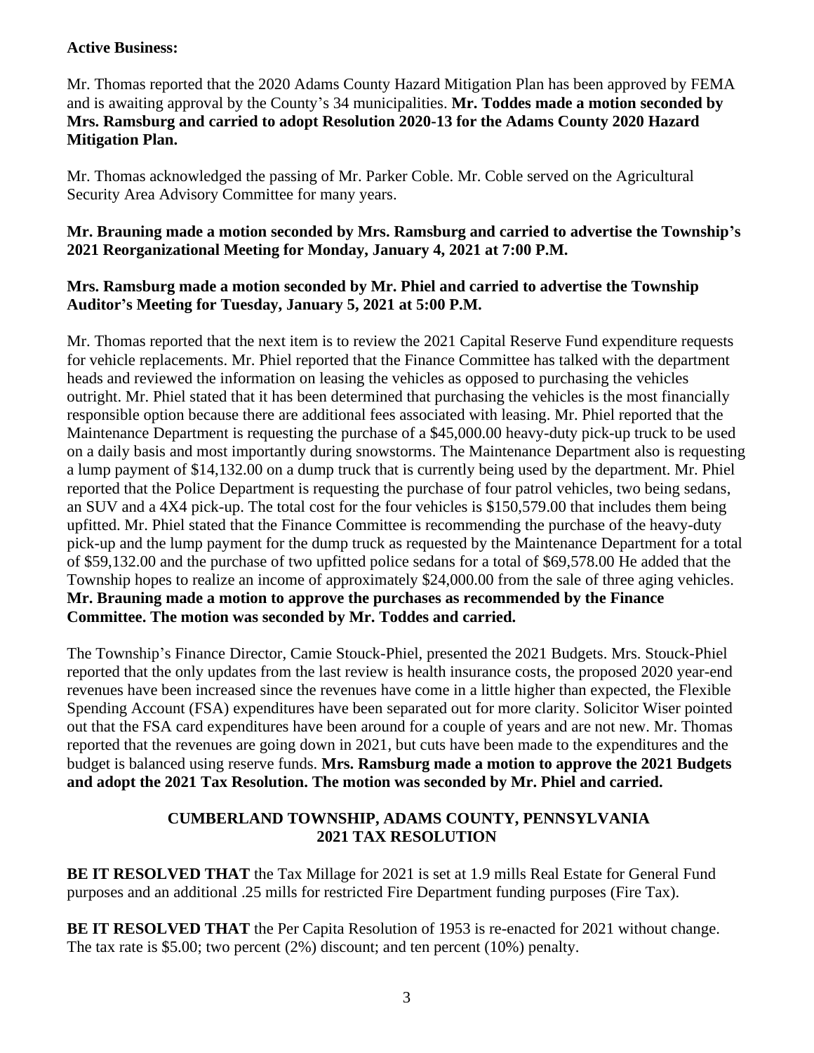**Active Business:**

Mr. Thomas reported that the 2020 Adams County Hazard Mitigation Plan has been approved by FEMA and is awaiting approval by the County's 34 municipalities. **Mr. Toddes made a motion seconded by Mrs. Ramsburg and carried to adopt Resolution 2020-13 for the Adams County 2020 Hazard Mitigation Plan.**

Mr. Thomas acknowledged the passing of Mr. Parker Coble. Mr. Coble served on the Agricultural Security Area Advisory Committee for many years.

**Mr. Brauning made a motion seconded by Mrs. Ramsburg and carried to advertise the Township's 2021 Reorganizational Meeting for Monday, January 4, 2021 at 7:00 P.M.**

**Mrs. Ramsburg made a motion seconded by Mr. Phiel and carried to advertise the Township Auditor's Meeting for Tuesday, January 5, 2021 at 5:00 P.M.**

Mr. Thomas reported that the next item is to review the 2021 Capital Reserve Fund expenditure requests for vehicle replacements. Mr. Phiel reported that the Finance Committee has talked with the department heads and reviewed the information on leasing the vehicles as opposed to purchasing the vehicles outright. Mr. Phiel stated that it has been determined that purchasing the vehicles is the most financially responsible option because there are additional fees associated with leasing. Mr. Phiel reported that the Maintenance Department is requesting the purchase of a $45,000.00 heavy-duty pick-up truck to be used on a daily basis and most importantly during snowstorms. The Maintenance Department also is requesting a lump payment of $14,132.00 on a dump truck that is currently being used by the department. Mr. Phiel reported that the Police Department is requesting the purchase of four patrol vehicles, two being sedans, an SUV and a 4X4 pick-up. The total cost for the four vehicles is $150,579.00 that includes them being upfitted. Mr. Phiel stated that the Finance Committee is recommending the purchase of the heavy-duty pick-up and the lump payment for the dump truck as requested by the Maintenance Department for a total of $59,132.00 and the purchase of two upfitted police sedans for a total of $69,578.00 He added that the Township hopes to realize an income of approximately $24,000.00 from the sale of three aging vehicles. **Mr. Brauning made a motion to approve the purchases as recommended by the Finance Committee. The motion was seconded by Mr. Toddes and carried.**

The Township's Finance Director, Camie Stouck-Phiel, presented the 2021 Budgets. Mrs. Stouck-Phiel reported that the only updates from the last review is health insurance costs, the proposed 2020 year-end revenues have been increased since the revenues have come in a little higher than expected, the Flexible Spending Account (FSA) expenditures have been separated out for more clarity. Solicitor Wiser pointed out that the FSA card expenditures have been around for a couple of years and are not new. Mr. Thomas reported that the revenues are going down in 2021, but cuts have been made to the expenditures and the budget is balanced using reserve funds. **Mrs. Ramsburg made a motion to approve the 2021 Budgets and adopt the 2021 Tax Resolution. The motion was seconded by Mr. Phiel and carried.**

**CUMBERLAND TOWNSHIP, ADAMS COUNTY, PENNSYLVANIA**
**2021 TAX RESOLUTION**

**BE IT RESOLVED THAT** the Tax Millage for 2021 is set at 1.9 mills Real Estate for General Fund purposes and an additional .25 mills for restricted Fire Department funding purposes (Fire Tax).

**BE IT RESOLVED THAT** the Per Capita Resolution of 1953 is re-enacted for 2021 without change. The tax rate is $5.00; two percent (2%) discount; and ten percent (10%) penalty.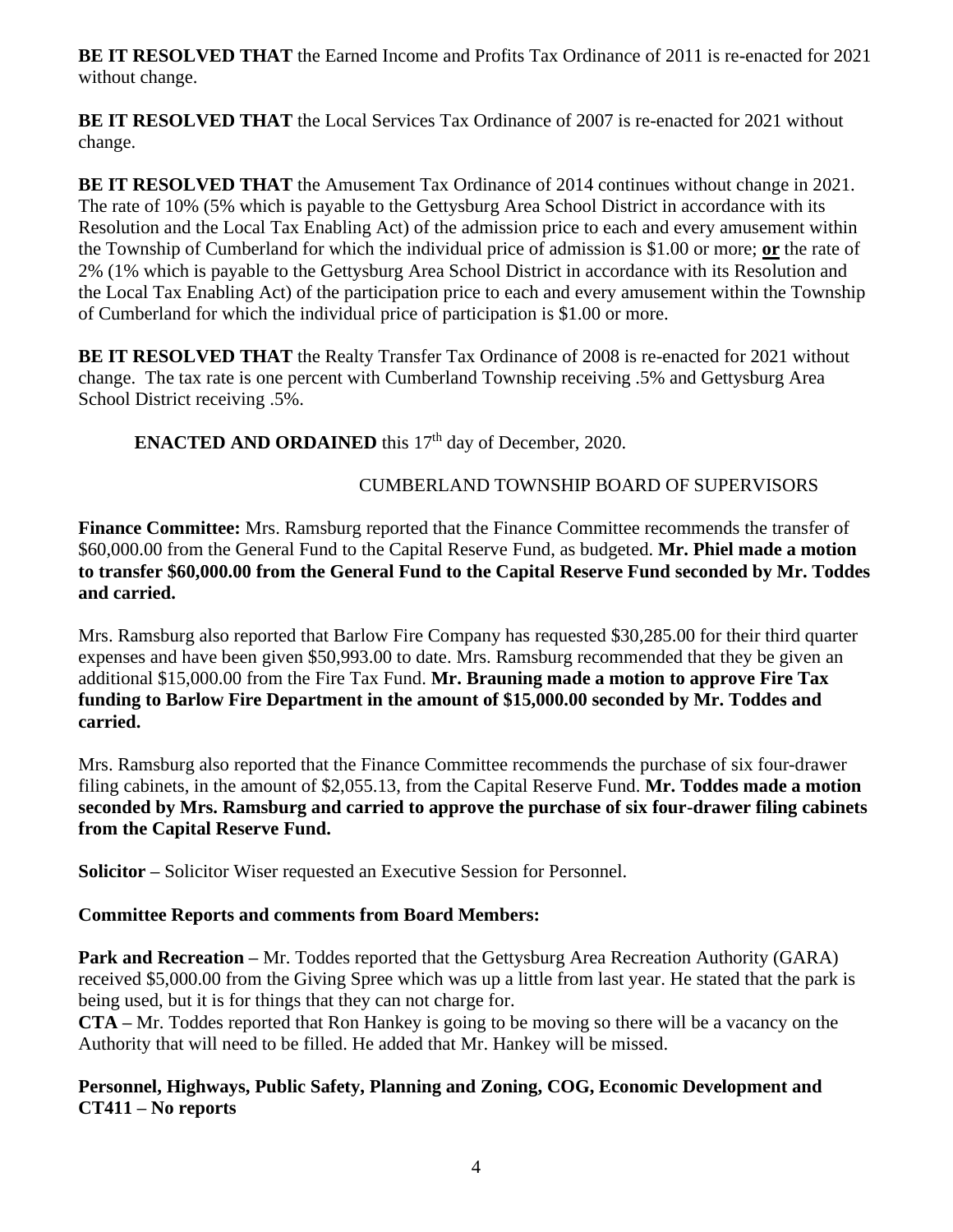**BE IT RESOLVED THAT** the Earned Income and Profits Tax Ordinance of 2011 is re-enacted for 2021 without change.

**BE IT RESOLVED THAT** the Local Services Tax Ordinance of 2007 is re-enacted for 2021 without change.

**BE IT RESOLVED THAT** the Amusement Tax Ordinance of 2014 continues without change in 2021. The rate of 10% (5% which is payable to the Gettysburg Area School District in accordance with its Resolution and the Local Tax Enabling Act) of the admission price to each and every amusement within the Township of Cumberland for which the individual price of admission is $1.00 or more; **<u>or</u>** the rate of 2% (1% which is payable to the Gettysburg Area School District in accordance with its Resolution and the Local Tax Enabling Act) of the participation price to each and every amusement within the Township of Cumberland for which the individual price of participation is $1.00 or more.

**BE IT RESOLVED THAT** the Realty Transfer Tax Ordinance of 2008 is re-enacted for 2021 without change. The tax rate is one percent with Cumberland Township receiving .5% and Gettysburg Area School District receiving .5%.

**ENACTED AND ORDAINED** this 17th day of December, 2020.

CUMBERLAND TOWNSHIP BOARD OF SUPERVISORS

**Finance Committee:** Mrs. Ramsburg reported that the Finance Committee recommends the transfer of $60,000.00 from the General Fund to the Capital Reserve Fund, as budgeted. **Mr. Phiel made a motion to transfer $60,000.00 from the General Fund to the Capital Reserve Fund seconded by Mr. Toddes and carried.**

Mrs. Ramsburg also reported that Barlow Fire Company has requested $30,285.00 for their third quarter expenses and have been given $50,993.00 to date. Mrs. Ramsburg recommended that they be given an additional $15,000.00 from the Fire Tax Fund. **Mr. Brauning made a motion to approve Fire Tax funding to Barlow Fire Department in the amount of $15,000.00 seconded by Mr. Toddes and carried.**

Mrs. Ramsburg also reported that the Finance Committee recommends the purchase of six four-drawer filing cabinets, in the amount of $2,055.13, from the Capital Reserve Fund. **Mr. Toddes made a motion seconded by Mrs. Ramsburg and carried to approve the purchase of six four-drawer filing cabinets from the Capital Reserve Fund.**

**Solicitor –** Solicitor Wiser requested an Executive Session for Personnel.

**Committee Reports and comments from Board Members:**

**Park and Recreation –** Mr. Toddes reported that the Gettysburg Area Recreation Authority (GARA) received $5,000.00 from the Giving Spree which was up a little from last year. He stated that the park is being used, but it is for things that they can not charge for.

**CTA –** Mr. Toddes reported that Ron Hankey is going to be moving so there will be a vacancy on the Authority that will need to be filled. He added that Mr. Hankey will be missed.

**Personnel, Highways, Public Safety, Planning and Zoning, COG, Economic Development and CT411 – No reports**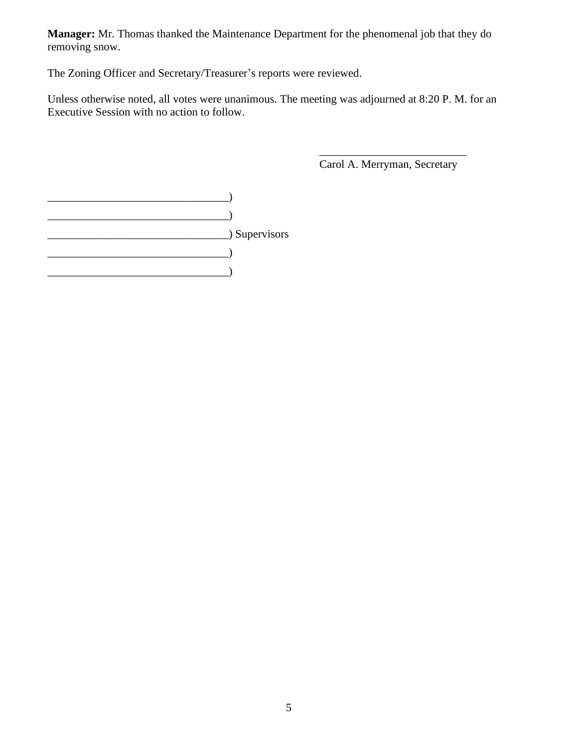**Manager:** Mr. Thomas thanked the Maintenance Department for the phenomenal job that they do removing snow.

The Zoning Officer and Secretary/Treasurer's reports were reviewed.

Unless otherwise noted, all votes were unanimous. The meeting was adjourned at 8:20 P. M. for an Executive Session with no action to follow.

\_\_\_\_\_\_\_\_\_\_\_\_\_\_\_\_\_\_\_\_\_\_\_\_\_\_\_
Carol A. Merryman, Secretary

\_\_\_\_\_\_\_\_\_\_\_\_\_\_\_\_\_\_\_\_\_\_\_\_\_\_\_\_\_\_\_\_\_)
\_\_\_\_\_\_\_\_\_\_\_\_\_\_\_\_\_\_\_\_\_\_\_\_\_\_\_\_\_\_\_\_\_)
\_\_\_\_\_\_\_\_\_\_\_\_\_\_\_\_\_\_\_\_\_\_\_\_\_\_\_\_\_\_\_\_\_) Supervisors
\_\_\_\_\_\_\_\_\_\_\_\_\_\_\_\_\_\_\_\_\_\_\_\_\_\_\_\_\_\_\_\_\_)
\_\_\_\_\_\_\_\_\_\_\_\_\_\_\_\_\_\_\_\_\_\_\_\_\_\_\_\_\_\_\_\_\_)